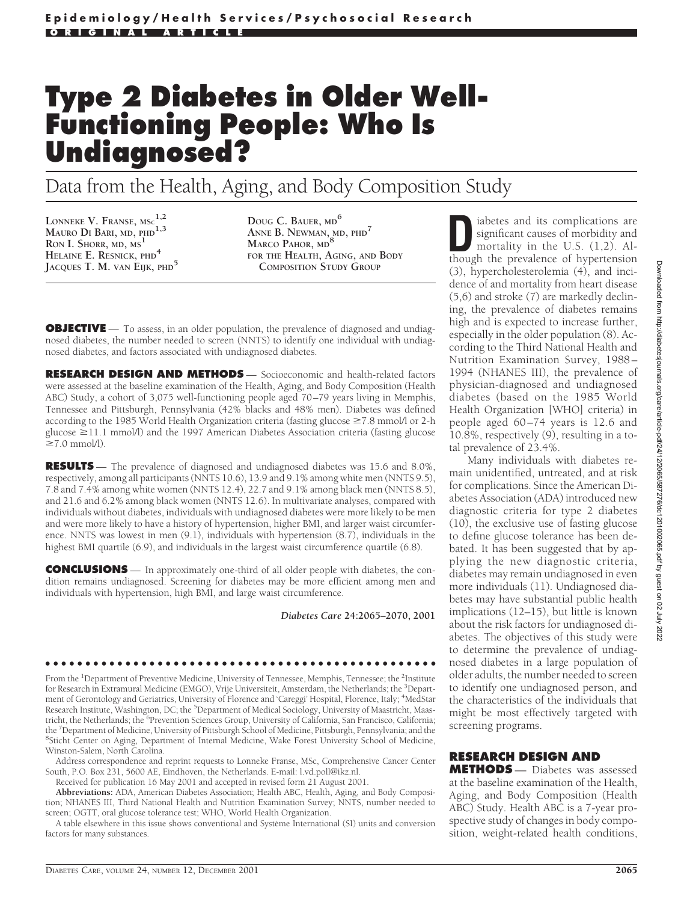# Type 2 Diabetes in Older Well-Functioning People: Who Is Undiagnosed?

## Data from the Health, Aging, and Body Composition Study

LONNEKE V. FRANSE, MSC[1,2]
MAURO DI BARI, MD, PHD[1,3]
RON I. SHORR, MD, MS[1]
HELAINE E. RESNICK, PHD[4]
JACQUES T. M. VAN EIJK, PHD[5]
DOUG C. BAUER, MD[6]
ANNE B. NEWMAN, MD, PHD[7]
MARCO PAHOR, MD[8]
FOR THE HEALTH, AGING, AND BODY COMPOSITION STUDY GROUP

**OBJECTIVE** — To assess, in an older population, the prevalence of diagnosed and undiagnosed diabetes, the number needed to screen (NNTS) to identify one individual with undiagnosed diabetes, and factors associated with undiagnosed diabetes.

**RESEARCH DESIGN AND METHODS** — Socioeconomic and health-related factors were assessed at the baseline examination of the Health, Aging, and Body Composition (Health ABC) Study, a cohort of 3,075 well-functioning people aged 70–79 years living in Memphis, Tennessee and Pittsburgh, Pennsylvania (42% blacks and 48% men). Diabetes was defined according to the 1985 World Health Organization criteria (fasting glucose ≥7.8 mmol/l or 2-h glucose ≥11.1 mmol/l) and the 1997 American Diabetes Association criteria (fasting glucose ≥7.0 mmol/l).

**RESULTS** — The prevalence of diagnosed and undiagnosed diabetes was 15.6 and 8.0%, respectively, among all participants (NNTS 10.6), 13.9 and 9.1% among white men (NNTS 9.5), 7.8 and 7.4% among white women (NNTS 12.4), 22.7 and 9.1% among black men (NNTS 8.5), and 21.6 and 6.2% among black women (NNTS 12.6). In multivariate analyses, compared with individuals without diabetes, individuals with undiagnosed diabetes were more likely to be men and were more likely to have a history of hypertension, higher BMI, and larger waist circumference. NNTS was lowest in men (9.1), individuals with hypertension (8.7), individuals in the highest BMI quartile (6.9), and individuals in the largest waist circumference quartile (6.8).

**CONCLUSIONS** — In approximately one-third of all older people with diabetes, the condition remains undiagnosed. Screening for diabetes may be more efficient among men and individuals with hypertension, high BMI, and large waist circumference.

*Diabetes Care* 24:2065–2070, 2001

From the [1]Department of Preventive Medicine, University of Tennessee, Memphis, Tennessee; the [2]Institute for Research in Extramural Medicine (EMGO), Vrije Universiteit, Amsterdam, the Netherlands; the [3]Department of Gerontology and Geriatrics, University of Florence and 'Careggi' Hospital, Florence, Italy; [4]MedStar Research Institute, Washington, DC; the [5]Department of Medical Sociology, University of Maastricht, Maastricht, the Netherlands; the [6]Prevention Sciences Group, University of California, San Francisco, California; the [7]Department of Medicine, University of Pittsburgh School of Medicine, Pittsburgh, Pennsylvania; and the [8]Sticht Center on Aging, Department of Internal Medicine, Wake Forest University School of Medicine, Winston-Salem, North Carolina.

Address correspondence and reprint requests to Lonneke Franse, MSc, Comprehensive Cancer Center South, P.O. Box 231, 5600 AE, Eindhoven, the Netherlands. E-mail: l.vd.poll@ikz.nl.

Received for publication 16 May 2001 and accepted in revised form 21 August 2001.

**Abbreviations:** ADA, American Diabetes Association; Health ABC, Health, Aging, and Body Composition; NHANES III, Third National Health and Nutrition Examination Survey; NNTS, number needed to screen; OGTT, oral glucose tolerance test; WHO, World Health Organization.

A table elsewhere in this issue shows conventional and Système International (SI) units and conversion factors for many substances.

Diabetes and its complications are significant causes of morbidity and mortality in the U.S. (1,2). Although the prevalence of hypertension (3), hypercholesterolemia (4), and incidence of and mortality from heart disease (5,6) and stroke (7) are markedly declining, the prevalence of diabetes remains high and is expected to increase further, especially in the older population (8). According to the Third National Health and Nutrition Examination Survey, 1988–1994 (NHANES III), the prevalence of physician-diagnosed and undiagnosed diabetes (based on the 1985 World Health Organization [WHO] criteria) in people aged 60–74 years is 12.6 and 10.8%, respectively (9), resulting in a total prevalence of 23.4%.

Many individuals with diabetes remain unidentified, untreated, and at risk for complications. Since the American Diabetes Association (ADA) introduced new diagnostic criteria for type 2 diabetes (10), the exclusive use of fasting glucose to define glucose tolerance has been debated. It has been suggested that by applying the new diagnostic criteria, diabetes may remain undiagnosed in even more individuals (11). Undiagnosed diabetes may have substantial public health implications (12–15), but little is known about the risk factors for undiagnosed diabetes. The objectives of this study were to determine the prevalence of undiagnosed diabetes in a large population of older adults, the number needed to screen to identify one undiagnosed person, and the characteristics of the individuals that might be most effectively targeted with screening programs.

## RESEARCH DESIGN AND METHODS

— Diabetes was assessed at the baseline examination of the Health, Aging, and Body Composition (Health ABC) Study. Health ABC is a 7-year prospective study of changes in body composition, weight-related health conditions,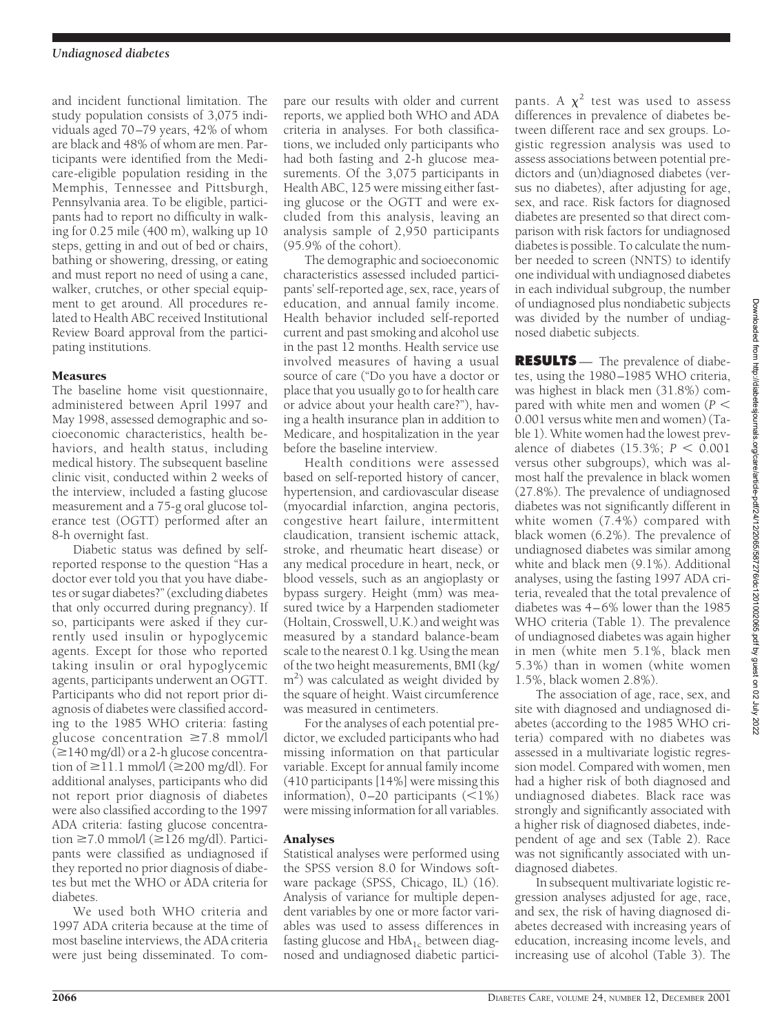and incident functional limitation. The study population consists of 3,075 individuals aged 70–79 years, 42% of whom are black and 48% of whom are men. Participants were identified from the Medicare-eligible population residing in the Memphis, Tennessee and Pittsburgh, Pennsylvania area. To be eligible, participants had to report no difficulty in walking for 0.25 mile (400 m), walking up 10 steps, getting in and out of bed or chairs, bathing or showering, dressing, or eating and must report no need of using a cane, walker, crutches, or other special equipment to get around. All procedures related to Health ABC received Institutional Review Board approval from the participating institutions.

### Measures

The baseline home visit questionnaire, administered between April 1997 and May 1998, assessed demographic and socioeconomic characteristics, health behaviors, and health status, including medical history. The subsequent baseline clinic visit, conducted within 2 weeks of the interview, included a fasting glucose measurement and a 75-g oral glucose tolerance test (OGTT) performed after an 8-h overnight fast.

Diabetic status was defined by self-reported response to the question "Has a doctor ever told you that you have diabetes or sugar diabetes?" (excluding diabetes that only occurred during pregnancy). If so, participants were asked if they currently used insulin or hypoglycemic agents. Except for those who reported taking insulin or oral hypoglycemic agents, participants underwent an OGTT. Participants who did not report prior diagnosis of diabetes were classified according to the 1985 WHO criteria: fasting glucose concentration ≥7.8 mmol/l (≥140 mg/dl) or a 2-h glucose concentration of ≥11.1 mmol/l (≥200 mg/dl). For additional analyses, participants who did not report prior diagnosis of diabetes were also classified according to the 1997 ADA criteria: fasting glucose concentration ≥7.0 mmol/l (≥126 mg/dl). Participants were classified as undiagnosed if they reported no prior diagnosis of diabetes but met the WHO or ADA criteria for diabetes.

We used both WHO criteria and 1997 ADA criteria because at the time of most baseline interviews, the ADA criteria were just being disseminated. To compare our results with older and current reports, we applied both WHO and ADA criteria in analyses. For both classifications, we included only participants who had both fasting and 2-h glucose measurements. Of the 3,075 participants in Health ABC, 125 were missing either fasting glucose or the OGTT and were excluded from this analysis, leaving an analysis sample of 2,950 participants (95.9% of the cohort).

The demographic and socioeconomic characteristics assessed included participants' self-reported age, sex, race, years of education, and annual family income. Health behavior included self-reported current and past smoking and alcohol use in the past 12 months. Health service use involved measures of having a usual source of care ("Do you have a doctor or place that you usually go to for health care or advice about your health care?"), having a health insurance plan in addition to Medicare, and hospitalization in the year before the baseline interview.

Health conditions were assessed based on self-reported history of cancer, hypertension, and cardiovascular disease (myocardial infarction, angina pectoris, congestive heart failure, intermittent claudication, transient ischemic attack, stroke, and rheumatic heart disease) or any medical procedure in heart, neck, or blood vessels, such as an angioplasty or bypass surgery. Height (mm) was measured twice by a Harpenden stadiometer (Holtain, Crosswell, U.K.) and weight was measured by a standard balance-beam scale to the nearest 0.1 kg. Using the mean of the two height measurements, BMI (kg/m$^2$) was calculated as weight divided by the square of height. Waist circumference was measured in centimeters.

For the analyses of each potential predictor, we excluded participants who had missing information on that particular variable. Except for annual family income (410 participants [14%] were missing this information), 0–20 participants (<1%) were missing information for all variables.

### Analyses

Statistical analyses were performed using the SPSS version 8.0 for Windows software package (SPSS, Chicago, IL) (16). Analysis of variance for multiple dependent variables by one or more factor variables was used to assess differences in fasting glucose and $HbA_{1c}$ between diagnosed and undiagnosed diabetic participants. A $\chi^2$ test was used to assess differences in prevalence of diabetes between different race and sex groups. Logistic regression analysis was used to assess associations between potential predictors and (un)diagnosed diabetes (versus no diabetes), after adjusting for age, sex, and race. Risk factors for diagnosed diabetes are presented so that direct comparison with risk factors for undiagnosed diabetes is possible. To calculate the number needed to screen (NNTS) to identify one individual with undiagnosed diabetes in each individual subgroup, the number of undiagnosed plus nondiabetic subjects was divided by the number of undiagnosed diabetic subjects.

## RESULTS

The prevalence of diabetes, using the 1980–1985 WHO criteria, was highest in black men (31.8%) compared with white men and women ($P < 0.001$ versus white men and women) (Table 1). White women had the lowest prevalence of diabetes (15.3%; $P < 0.001$ versus other subgroups), which was almost half the prevalence in black women (27.8%). The prevalence of undiagnosed diabetes was not significantly different in white women (7.4%) compared with black women (6.2%). The prevalence of undiagnosed diabetes was similar among white and black men (9.1%). Additional analyses, using the fasting 1997 ADA criteria, revealed that the total prevalence of diabetes was 4–6% lower than the 1985 WHO criteria (Table 1). The prevalence of undiagnosed diabetes was again higher in men (white men 5.1%, black men 5.3%) than in women (white women 1.5%, black women 2.8%).

The association of age, race, sex, and site with diagnosed and undiagnosed diabetes (according to the 1985 WHO criteria) compared with no diabetes was assessed in a multivariate logistic regression model. Compared with women, men had a higher risk of both diagnosed and undiagnosed diabetes. Black race was strongly and significantly associated with a higher risk of diagnosed diabetes, independent of age and sex (Table 2). Race was not significantly associated with undiagnosed diabetes.

In subsequent multivariate logistic regression analyses adjusted for age, race, and sex, the risk of having diagnosed diabetes decreased with increasing years of education, increasing income levels, and increasing use of alcohol (Table 3). The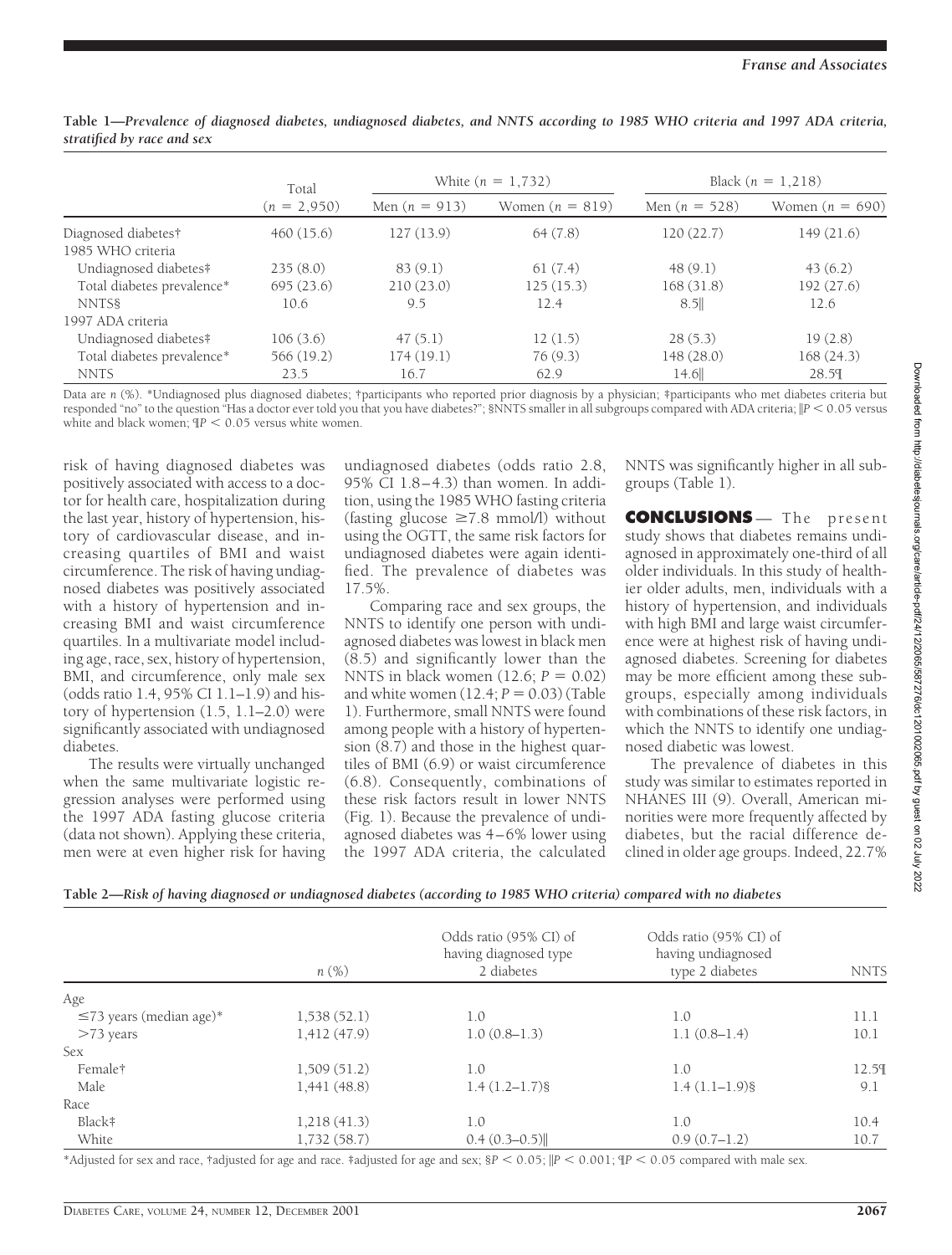**Table 1—Prevalence of diagnosed diabetes, undiagnosed diabetes, and NNTS according to 1985 WHO criteria and 1997 ADA criteria, stratified by race and sex**

| | Total | White ($n$ = 1,732) | | Black ($n$ = 1,218) | |
|---|---|---|---|---|---|
| | ($n$ = 2,950) | Men ($n$ = 913) | Women ($n$ = 819) | Men ($n$ = 528) | Women ($n$ = 690) |
| Diagnosed diabetes† | 460 (15.6) | 127 (13.9) | 64 (7.8) | 120 (22.7) | 149 (21.6) |
| 1985 WHO criteria | | | | | |
| Undiagnosed diabetes‡ | 235 (8.0) | 83 (9.1) | 61 (7.4) | 48 (9.1) | 43 (6.2) |
| Total diabetes prevalence* | 695 (23.6) | 210 (23.0) | 125 (15.3) | 168 (31.8) | 192 (27.6) |
| NNTS§ | 10.6 | 9.5 | 12.4 | 8.5‖ | 12.6 |
| 1997 ADA criteria | | | | | |
| Undiagnosed diabetes‡ | 106 (3.6) | 47 (5.1) | 12 (1.5) | 28 (5.3) | 19 (2.8) |
| Total diabetes prevalence* | 566 (19.2) | 174 (19.1) | 76 (9.3) | 148 (28.0) | 168 (24.3) |
| NNTS | 23.5 | 16.7 | 62.9 | 14.6‖ | 28.5¶ |

Data are $n$ (%). *Undiagnosed plus diagnosed diabetes; †participants who reported prior diagnosis by a physician; ‡participants who met diabetes criteria but responded "no" to the question "Has a doctor ever told you that you have diabetes?"; §NNTS smaller in all subgroups compared with ADA criteria; ‖$P < 0.05$ versus white and black women; ¶$P < 0.05$ versus white women.

risk of having diagnosed diabetes was positively associated with access to a doctor for health care, hospitalization during the last year, history of hypertension, history of cardiovascular disease, and increasing quartiles of BMI and waist circumference. The risk of having undiagnosed diabetes was positively associated with a history of hypertension and increasing BMI and waist circumference quartiles. In a multivariate model including age, race, sex, history of hypertension, BMI, and circumference, only male sex (odds ratio 1.4, 95% CI 1.1–1.9) and history of hypertension (1.5, 1.1–2.0) were significantly associated with undiagnosed diabetes.

The results were virtually unchanged when the same multivariate logistic regression analyses were performed using the 1997 ADA fasting glucose criteria (data not shown). Applying these criteria, men were at even higher risk for having undiagnosed diabetes (odds ratio 2.8, 95% CI 1.8–4.3) than women. In addition, using the 1985 WHO fasting criteria (fasting glucose ≥7.8 mmol/l) without using the OGTT, the same risk factors for undiagnosed diabetes were again identified. The prevalence of diabetes was 17.5%.

Comparing race and sex groups, the NNTS to identify one person with undiagnosed diabetes was lowest in black men (8.5) and significantly lower than the NNTS in black women (12.6; $P = 0.02$) and white women (12.4; $P = 0.03$) (Table 1). Furthermore, small NNTS were found among people with a history of hypertension (8.7) and those in the highest quartiles of BMI (6.9) or waist circumference (6.8). Consequently, combinations of these risk factors result in lower NNTS (Fig. 1). Because the prevalence of undiagnosed diabetes was 4–6% lower using the 1997 ADA criteria, the calculated NNTS was significantly higher in all subgroups (Table 1).

## CONCLUSIONS

The present study shows that diabetes remains undiagnosed in approximately one-third of all older individuals. In this study of healthier older adults, men, individuals with a history of hypertension, and individuals with high BMI and large waist circumference were at highest risk of having undiagnosed diabetes. Screening for diabetes may be more efficient among these subgroups, especially among individuals with combinations of these risk factors, in which the NNTS to identify one undiagnosed diabetic was lowest.

The prevalence of diabetes in this study was similar to estimates reported in NHANES III (9). Overall, American minorities were more frequently affected by diabetes, but the racial difference declined in older age groups. Indeed, 22.7%

**Table 2—Risk of having diagnosed or undiagnosed diabetes (according to 1985 WHO criteria) compared with no diabetes**

| | $n$ (%) | Odds ratio (95% CI) of having diagnosed type 2 diabetes | Odds ratio (95% CI) of having undiagnosed type 2 diabetes | NNTS |
|---|---|---|---|---|
| Age | | | | |
| ≤73 years (median age)* | 1,538 (52.1) | 1.0 | 1.0 | 11.1 |
| >73 years | 1,412 (47.9) | 1.0 (0.8–1.3) | 1.1 (0.8–1.4) | 10.1 |
| Sex | | | | |
| Female† | 1,509 (51.2) | 1.0 | 1.0 | 12.5¶ |
| Male | 1,441 (48.8) | 1.4 (1.2–1.7)§ | 1.4 (1.1–1.9)§ | 9.1 |
| Race | | | | |
| Black‡ | 1,218 (41.3) | 1.0 | 1.0 | 10.4 |
| White | 1,732 (58.7) | 0.4 (0.3–0.5)‖ | 0.9 (0.7–1.2) | 10.7 |

*Adjusted for sex and race, †adjusted for age and race. ‡adjusted for age and sex; §$P < 0.05$; ‖$P < 0.001$; ¶$P < 0.05$ compared with male sex.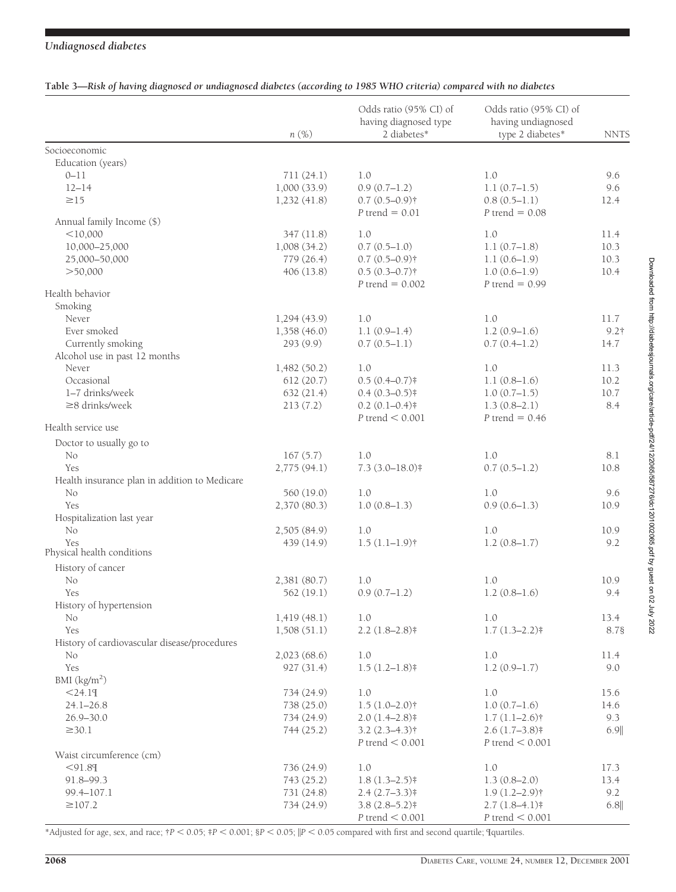**Table 3—Risk of having diagnosed or undiagnosed diabetes (according to 1985 WHO criteria) compared with no diabetes**

| | n (%) | Odds ratio (95% CI) of having diagnosed type 2 diabetes* | Odds ratio (95% CI) of having undiagnosed type 2 diabetes* | NNTS |
|---|---|---|---|---|
| Socioeconomic | | | | |
| Education (years) | | | | |
| 0–11 | 711 (24.1) | 1.0 | 1.0 | 9.6 |
| 12–14 | 1,000 (33.9) | 0.9 (0.7–1.2) | 1.1 (0.7–1.5) | 9.6 |
| ≥15 | 1,232 (41.8) | 0.7 (0.5–0.9)† | 0.8 (0.5–1.1) | 12.4 |
| | | $P$ trend = 0.01 | $P$ trend = 0.08 | |
| Annual family Income ($) | | | | |
| <10,000 | 347 (11.8) | 1.0 | 1.0 | 11.4 |
| 10,000–25,000 | 1,008 (34.2) | 0.7 (0.5–1.0) | 1.1 (0.7–1.8) | 10.3 |
| 25,000–50,000 | 779 (26.4) | 0.7 (0.5–0.9)† | 1.1 (0.6–1.9) | 10.3 |
| >50,000 | 406 (13.8) | 0.5 (0.3–0.7)† | 1.0 (0.6–1.9) | 10.4 |
| | | $P$ trend = 0.002 | $P$ trend = 0.99 | |
| Health behavior | | | | |
| Smoking | | | | |
| Never | 1,294 (43.9) | 1.0 | 1.0 | 11.7 |
| Ever smoked | 1,358 (46.0) | 1.1 (0.9–1.4) | 1.2 (0.9–1.6) | 9.2† |
| Currently smoking | 293 (9.9) | 0.7 (0.5–1.1) | 0.7 (0.4–1.2) | 14.7 |
| Alcohol use in past 12 months | | | | |
| Never | 1,482 (50.2) | 1.0 | 1.0 | 11.3 |
| Occasional | 612 (20.7) | 0.5 (0.4–0.7)‡ | 1.1 (0.8–1.6) | 10.2 |
| 1–7 drinks/week | 632 (21.4) | 0.4 (0.3–0.5)‡ | 1.0 (0.7–1.5) | 10.7 |
| ≥8 drinks/week | 213 (7.2) | 0.2 (0.1–0.4)‡ | 1.3 (0.8–2.1) | 8.4 |
| | | $P$ trend < 0.001 | $P$ trend = 0.46 | |
| Health service use | | | | |
| Doctor to usually go to | | | | |
| No | 167 (5.7) | 1.0 | 1.0 | 8.1 |
| Yes | 2,775 (94.1) | 7.3 (3.0–18.0)‡ | 0.7 (0.5–1.2) | 10.8 |
| Health insurance plan in addition to Medicare | | | | |
| No | 560 (19.0) | 1.0 | 1.0 | 9.6 |
| Yes | 2,370 (80.3) | 1.0 (0.8–1.3) | 0.9 (0.6–1.3) | 10.9 |
| Hospitalization last year | | | | |
| No | 2,505 (84.9) | 1.0 | 1.0 | 10.9 |
| Yes | 439 (14.9) | 1.5 (1.1–1.9)† | 1.2 (0.8–1.7) | 9.2 |
| Physical health conditions | | | | |
| History of cancer | | | | |
| No | 2,381 (80.7) | 1.0 | 1.0 | 10.9 |
| Yes | 562 (19.1) | 0.9 (0.7–1.2) | 1.2 (0.8–1.6) | 9.4 |
| History of hypertension | | | | |
| No | 1,419 (48.1) | 1.0 | 1.0 | 13.4 |
| Yes | 1,508 (51.1) | 2.2 (1.8–2.8)‡ | 1.7 (1.3–2.2)‡ | 8.7§ |
| History of cardiovascular disease/procedures | | | | |
| No | 2,023 (68.6) | 1.0 | 1.0 | 11.4 |
| Yes | 927 (31.4) | 1.5 (1.2–1.8)‡ | 1.2 (0.9–1.7) | 9.0 |
| BMI (kg/m$^2$) | | | | |
| <24.1¶ | 734 (24.9) | 1.0 | 1.0 | 15.6 |
| 24.1–26.8 | 738 (25.0) | 1.5 (1.0–2.0)† | 1.0 (0.7–1.6) | 14.6 |
| 26.9–30.0 | 734 (24.9) | 2.0 (1.4–2.8)‡ | 1.7 (1.1–2.6)† | 9.3 |
| ≥30.1 | 744 (25.2) | 3.2 (2.3–4.3)† | 2.6 (1.7–3.8)‡ | 6.9‖ |
| | | $P$ trend < 0.001 | $P$ trend < 0.001 | |
| Waist circumference (cm) | | | | |
| <91.8¶ | 736 (24.9) | 1.0 | 1.0 | 17.3 |
| 91.8–99.3 | 743 (25.2) | 1.8 (1.3–2.5)‡ | 1.3 (0.8–2.0) | 13.4 |
| 99.4–107.1 | 731 (24.8) | 2.4 (2.7–3.3)‡ | 1.9 (1.2–2.9)† | 9.2 |
| ≥107.2 | 734 (24.9) | 3.8 (2.8–5.2)‡ | 2.7 (1.8–4.1)‡ | 6.8‖ |
| | | $P$ trend < 0.001 | $P$ trend < 0.001 | |

*Adjusted for age, sex, and race; †$P < 0.05$; ‡$P < 0.001$; §$P < 0.05$; ‖$P < 0.05$ compared with first and second quartile; ¶quartiles.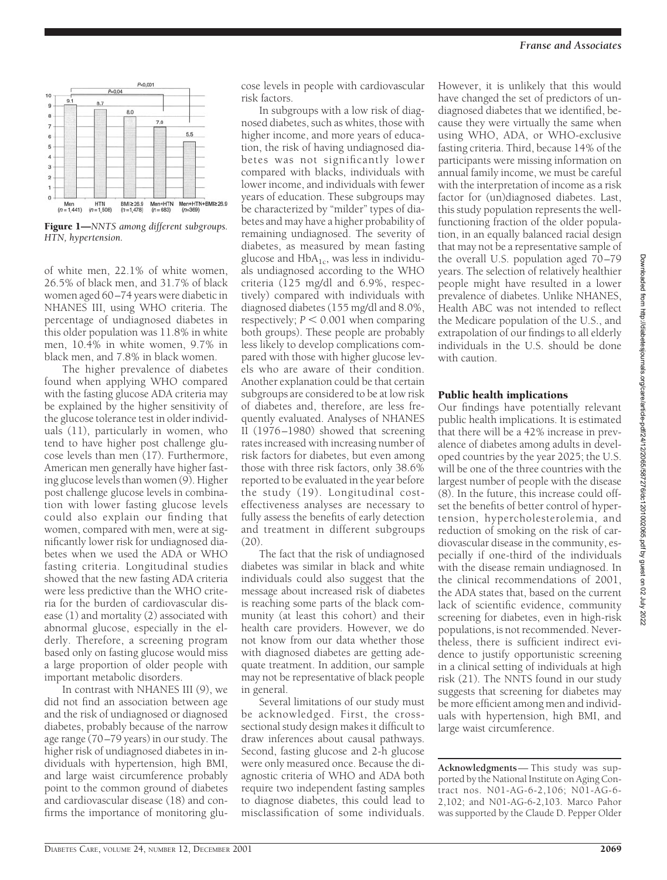Figure 1—*NNTS among different subgroups. HTN, hypertension.*

of white men, 22.1% of white women, 26.5% of black men, and 31.7% of black women aged 60–74 years were diabetic in NHANES III, using WHO criteria. The percentage of undiagnosed diabetes in this older population was 11.8% in white men, 10.4% in white women, 9.7% in black men, and 7.8% in black women.

The higher prevalence of diabetes found when applying WHO compared with the fasting glucose ADA criteria may be explained by the higher sensitivity of the glucose tolerance test in older individuals (11), particularly in women, who tend to have higher post challenge glucose levels than men (17). Furthermore, American men generally have higher fasting glucose levels than women (9). Higher post challenge glucose levels in combination with lower fasting glucose levels could also explain our finding that women, compared with men, were at significantly lower risk for undiagnosed diabetes when we used the ADA or WHO fasting criteria. Longitudinal studies showed that the new fasting ADA criteria were less predictive than the WHO criteria for the burden of cardiovascular disease (1) and mortality (2) associated with abnormal glucose, especially in the elderly. Therefore, a screening program based only on fasting glucose would miss a large proportion of older people with important metabolic disorders.

In contrast with NHANES III (9), we did not find an association between age and the risk of undiagnosed or diagnosed diabetes, probably because of the narrow age range (70–79 years) in our study. The higher risk of undiagnosed diabetes in individuals with hypertension, high BMI, and large waist circumference probably point to the common ground of diabetes and cardiovascular disease (18) and confirms the importance of monitoring glucose levels in people with cardiovascular risk factors.

In subgroups with a low risk of diagnosed diabetes, such as whites, those with higher income, and more years of education, the risk of having undiagnosed diabetes was not significantly lower compared with blacks, individuals with lower income, and individuals with fewer years of education. These subgroups may be characterized by "milder" types of diabetes and may have a higher probability of remaining undiagnosed. The severity of diabetes, as measured by mean fasting glucose and $HbA_{1c}$, was less in individuals undiagnosed according to the WHO criteria (125 mg/dl and 6.9%, respectively) compared with individuals with diagnosed diabetes (155 mg/dl and 8.0%, respectively; $P < 0.001$ when comparing both groups). These people are probably less likely to develop complications compared with those with higher glucose levels who are aware of their condition. Another explanation could be that certain subgroups are considered to be at low risk of diabetes and, therefore, are less frequently evaluated. Analyses of NHANES II (1976–1980) showed that screening rates increased with increasing number of risk factors for diabetes, but even among those with three risk factors, only 38.6% reported to be evaluated in the year before the study (19). Longitudinal cost-effectiveness analyses are necessary to fully assess the benefits of early detection and treatment in different subgroups (20).

The fact that the risk of undiagnosed diabetes was similar in black and white individuals could also suggest that the message about increased risk of diabetes is reaching some parts of the black community (at least this cohort) and their health care providers. However, we do not know from our data whether those with diagnosed diabetes are getting adequate treatment. In addition, our sample may not be representative of black people in general.

Several limitations of our study must be acknowledged. First, the cross-sectional study design makes it difficult to draw inferences about causal pathways. Second, fasting glucose and 2-h glucose were only measured once. Because the diagnostic criteria of WHO and ADA both require two independent fasting samples to diagnose diabetes, this could lead to misclassification of some individuals. However, it is unlikely that this would have changed the set of predictors of undiagnosed diabetes that we identified, because they were virtually the same when using WHO, ADA, or WHO-exclusive fasting criteria. Third, because 14% of the participants were missing information on annual family income, we must be careful with the interpretation of income as a risk factor for (un)diagnosed diabetes. Last, this study population represents the well-functioning fraction of the older population, in an equally balanced racial design that may not be a representative sample of the overall U.S. population aged 70–79 years. The selection of relatively healthier people might have resulted in a lower prevalence of diabetes. Unlike NHANES, Health ABC was not intended to reflect the Medicare population of the U.S., and extrapolation of our findings to all elderly individuals in the U.S. should be done with caution.

## Public health implications

Our findings have potentially relevant public health implications. It is estimated that there will be a 42% increase in prevalence of diabetes among adults in developed countries by the year 2025; the U.S. will be one of the three countries with the largest number of people with the disease (8). In the future, this increase could offset the benefits of better control of hypertension, hypercholesterolemia, and reduction of smoking on the risk of cardiovascular disease in the community, especially if one-third of the individuals with the disease remain undiagnosed. In the clinical recommendations of 2001, the ADA states that, based on the current lack of scientific evidence, community screening for diabetes, even in high-risk populations, is not recommended. Nevertheless, there is sufficient indirect evidence to justify opportunistic screening in a clinical setting of individuals at high risk (21). The NNTS found in our study suggests that screening for diabetes may be more efficient among men and individuals with hypertension, high BMI, and large waist circumference.

**Acknowledgments**— This study was supported by the National Institute on Aging Contract nos. N01-AG-6-2,106; N01-AG-6-2,102; and N01-AG-6-2,103. Marco Pahor was supported by the Claude D. Pepper Older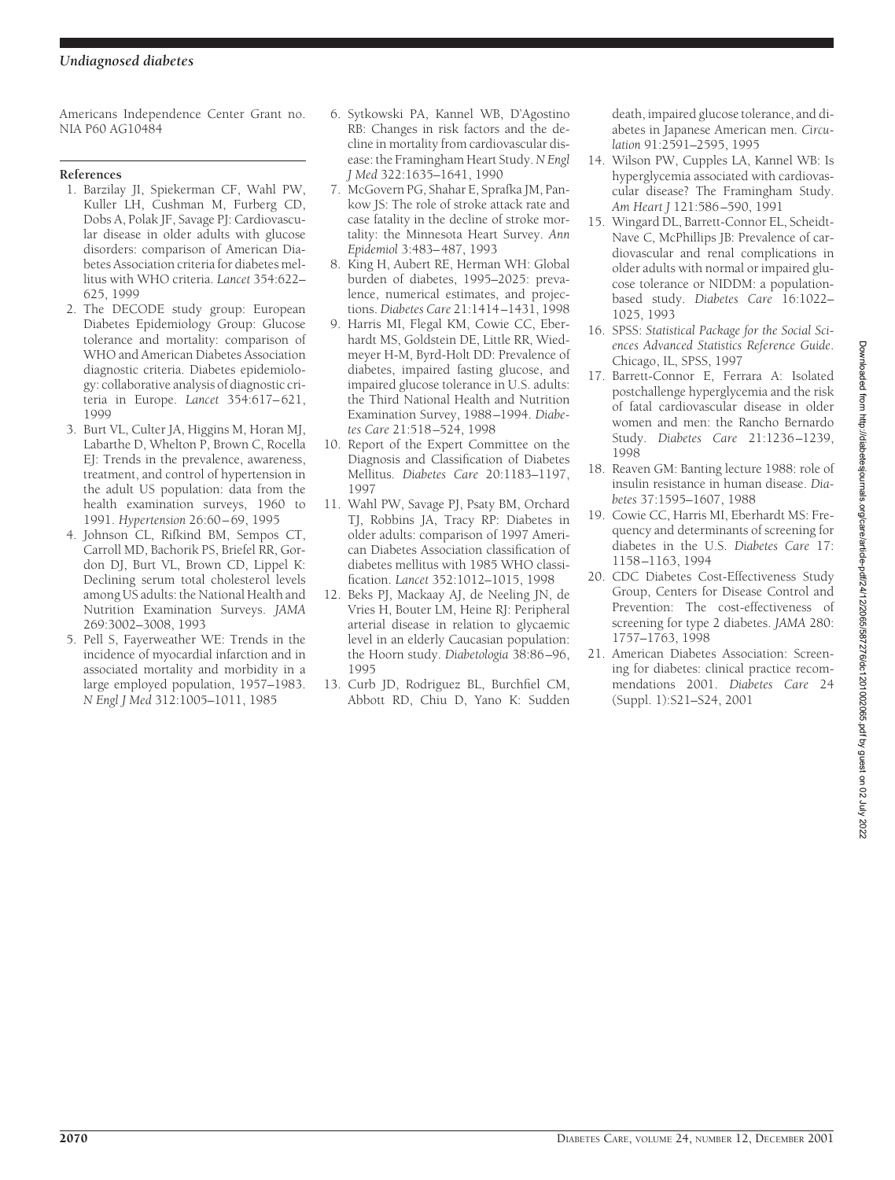Americans Independence Center Grant no. NIA P60 AG10484

## References

1. Barzilay JI, Spiekerman CF, Wahl PW, Kuller LH, Cushman M, Furberg CD, Dobs A, Polak JF, Savage PJ: Cardiovascular disease in older adults with glucose disorders: comparison of American Diabetes Association criteria for diabetes mellitus with WHO criteria. *Lancet* 354:622–625, 1999
2. The DECODE study group: European Diabetes Epidemiology Group: Glucose tolerance and mortality: comparison of WHO and American Diabetes Association diagnostic criteria. Diabetes epidemiology: collaborative analysis of diagnostic criteria in Europe. *Lancet* 354:617–621, 1999
3. Burt VL, Culter JA, Higgins M, Horan MJ, Labarthe D, Whelton P, Brown C, Rocella EJ: Trends in the prevalence, awareness, treatment, and control of hypertension in the adult US population: data from the health examination surveys, 1960 to 1991. *Hypertension* 26:60–69, 1995
4. Johnson CL, Rifkind BM, Sempos CT, Carroll MD, Bachorik PS, Briefel RR, Gordon DJ, Burt VL, Brown CD, Lippel K: Declining serum total cholesterol levels among US adults: the National Health and Nutrition Examination Surveys. *JAMA* 269:3002–3008, 1993
5. Pell S, Fayerweather WE: Trends in the incidence of myocardial infarction and in associated mortality and morbidity in a large employed population, 1957–1983. *N Engl J Med* 312:1005–1011, 1985
6. Sytkowski PA, Kannel WB, D'Agostino RB: Changes in risk factors and the decline in mortality from cardiovascular disease: the Framingham Heart Study. *N Engl J Med* 322:1635–1641, 1990
7. McGovern PG, Shahar E, Sprafka JM, Pankow JS: The role of stroke attack rate and case fatality in the decline of stroke mortality: the Minnesota Heart Survey. *Ann Epidemiol* 3:483–487, 1993
8. King H, Aubert RE, Herman WH: Global burden of diabetes, 1995–2025: prevalence, numerical estimates, and projections. *Diabetes Care* 21:1414–1431, 1998
9. Harris MI, Flegal KM, Cowie CC, Eberhardt MS, Goldstein DE, Little RR, Wiedmeyer H-M, Byrd-Holt DD: Prevalence of diabetes, impaired fasting glucose, and impaired glucose tolerance in U.S. adults: the Third National Health and Nutrition Examination Survey, 1988–1994. *Diabetes Care* 21:518–524, 1998
10. Report of the Expert Committee on the Diagnosis and Classification of Diabetes Mellitus. *Diabetes Care* 20:1183–1197, 1997
11. Wahl PW, Savage PJ, Psaty BM, Orchard TJ, Robbins JA, Tracy RP: Diabetes in older adults: comparison of 1997 American Diabetes Association classification of diabetes mellitus with 1985 WHO classification. *Lancet* 352:1012–1015, 1998
12. Beks PJ, Mackaay AJ, de Neeling JN, de Vries H, Bouter LM, Heine RJ: Peripheral arterial disease in relation to glycaemic level in an elderly Caucasian population: the Hoorn study. *Diabetologia* 38:86–96, 1995
13. Curb JD, Rodriguez BL, Burchfiel CM, Abbott RD, Chiu D, Yano K: Sudden death, impaired glucose tolerance, and diabetes in Japanese American men. *Circulation* 91:2591–2595, 1995
14. Wilson PW, Cupples LA, Kannel WB: Is hyperglycemia associated with cardiovascular disease? The Framingham Study. *Am Heart J* 121:586–590, 1991
15. Wingard DL, Barrett-Connor EL, Scheidt-Nave C, McPhillips JB: Prevalence of cardiovascular and renal complications in older adults with normal or impaired glucose tolerance or NIDDM: a population-based study. *Diabetes Care* 16:1022–1025, 1993
16. SPSS: *Statistical Package for the Social Sciences Advanced Statistics Reference Guide*. Chicago, IL, SPSS, 1997
17. Barrett-Connor E, Ferrara A: Isolated postchallenge hyperglycemia and the risk of fatal cardiovascular disease in older women and men: the Rancho Bernardo Study. *Diabetes Care* 21:1236–1239, 1998
18. Reaven GM: Banting lecture 1988: role of insulin resistance in human disease. *Diabetes* 37:1595–1607, 1988
19. Cowie CC, Harris MI, Eberhardt MS: Frequency and determinants of screening for diabetes in the U.S. *Diabetes Care* 17:1158–1163, 1994
20. CDC Diabetes Cost-Effectiveness Study Group, Centers for Disease Control and Prevention: The cost-effectiveness of screening for type 2 diabetes. *JAMA* 280:1757–1763, 1998
21. American Diabetes Association: Screening for diabetes: clinical practice recommendations 2001. *Diabetes Care* 24 (Suppl. 1):S21–S24, 2001